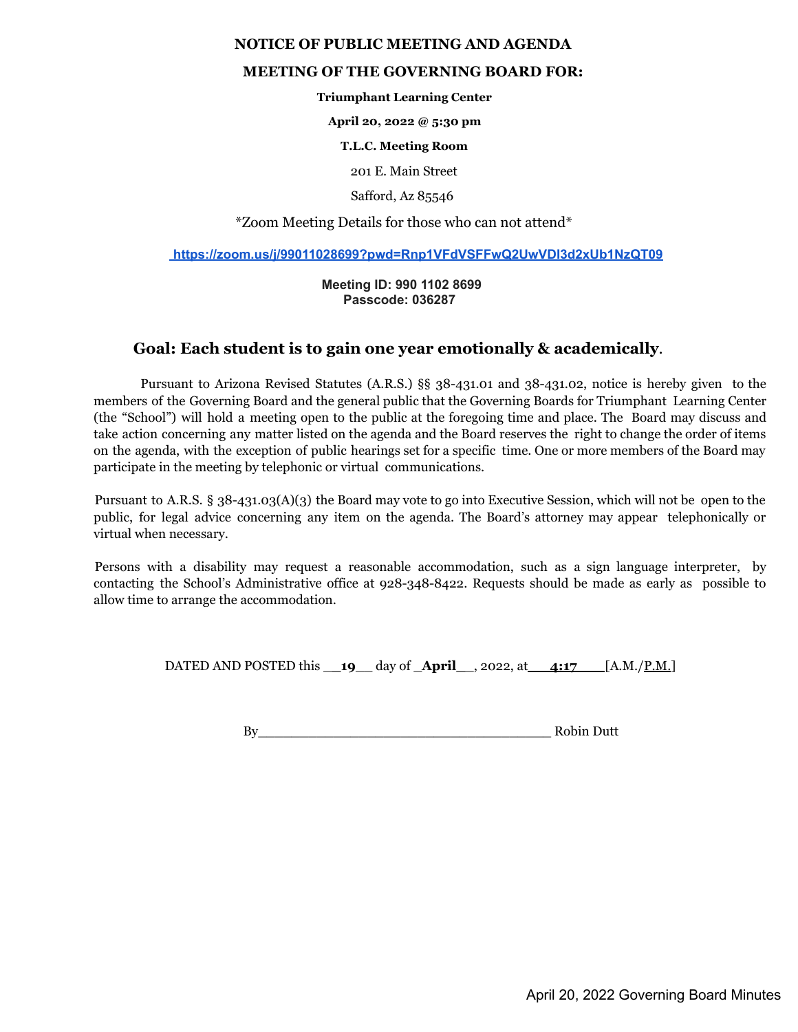**NOTICE OF PUBLIC MEETING AND AGENDA**

**MEETING OF THE GOVERNING BOARD FOR:**

**Triumphant Learning Center**

**April 20, 2022 @ 5:30 pm**

**T.L.C. Meeting Room**

201 E. Main Street

Safford, Az 85546

*Zoom Meeting Details for those who can not attend*

[https://zoom.us/j/99011028699?pwd=Rnp1VFdVSFFwQ2UwVDI3d2xUb1NzQT09](https://zoom.us/j/99011028699?pwd=Rnp1VFdVSFFwQ2UwVDI3d2xUb1NzQT09)

**Meeting ID: 990 1102 8699**
**Passcode: 036287**

## Goal: Each student is to gain one year emotionally & academically.

Pursuant to Arizona Revised Statutes (A.R.S.) §§ 38-431.01 and 38-431.02, notice is hereby given to the members of the Governing Board and the general public that the Governing Boards for Triumphant Learning Center (the "School") will hold a meeting open to the public at the foregoing time and place. The Board may discuss and take action concerning any matter listed on the agenda and the Board reserves the right to change the order of items on the agenda, with the exception of public hearings set for a specific time. One or more members of the Board may participate in the meeting by telephonic or virtual communications.

Pursuant to A.R.S. § 38-431.03(A)(3) the Board may vote to go into Executive Session, which will not be open to the public, for legal advice concerning any item on the agenda. The Board's attorney may appear telephonically or virtual when necessary.

Persons with a disability may request a reasonable accommodation, such as a sign language interpreter, by contacting the School's Administrative office at 928-348-8422. Requests should be made as early as possible to allow time to arrange the accommodation.

DATED AND POSTED this __**19**__ day of _**April**__, 2022, at___**4:17**____[A.M./P.M.]

By_____________________________________ Robin Dutt

April 20, 2022 Governing Board Minutes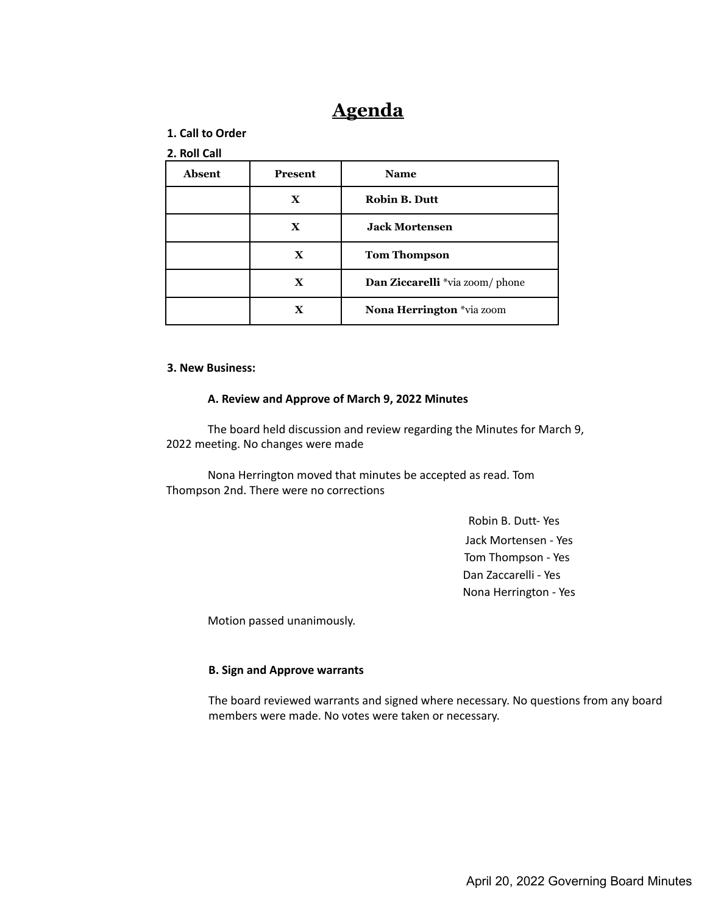# Agenda

**1. Call to Order**

**2. Roll Call**

| Absent | Present | Name |
|---|---|---|
| | X | **Robin B. Dutt** |
| | X | **Jack Mortensen** |
| | X | **Tom Thompson** |
| | X | **Dan Ziccarelli** *via zoom/ phone |
| | X | **Nona Herrington** *via zoom |

**3. New Business:**

**A. Review and Approve of March 9, 2022 Minutes**

The board held discussion and review regarding the Minutes for March 9, 2022 meeting. No changes were made

Nona Herrington moved that minutes be accepted as read. Tom Thompson 2nd. There were no corrections

Robin B. Dutt- Yes
Jack Mortensen - Yes
Tom Thompson - Yes
Dan Zaccarelli - Yes
Nona Herrington - Yes

Motion passed unanimously.

**B. Sign and Approve warrants**

The board reviewed warrants and signed where necessary. No questions from any board members were made. No votes were taken or necessary.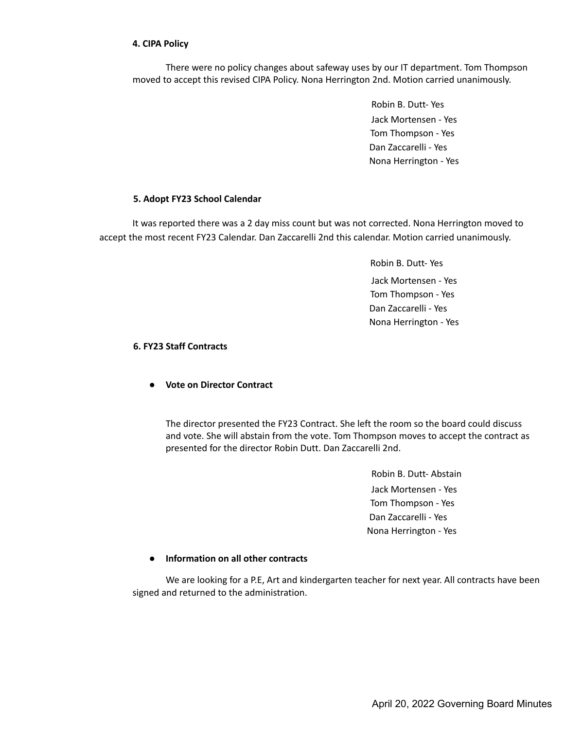**4. CIPA Policy**

There were no policy changes about safeway uses by our IT department. Tom Thompson moved to accept this revised CIPA Policy. Nona Herrington 2nd. Motion carried unanimously.

Robin B. Dutt- Yes
Jack Mortensen - Yes
Tom Thompson - Yes
Dan Zaccarelli - Yes
Nona Herrington - Yes

**5. Adopt FY23 School Calendar**

It was reported there was a 2 day miss count but was not corrected. Nona Herrington moved to accept the most recent FY23 Calendar. Dan Zaccarelli 2nd this calendar. Motion carried unanimously.

Robin B. Dutt- Yes
Jack Mortensen - Yes
Tom Thompson - Yes
Dan Zaccarelli - Yes
Nona Herrington - Yes

**6. FY23 Staff Contracts**

- **Vote on Director Contract**

The director presented the FY23 Contract. She left the room so the board could discuss and vote. She will abstain from the vote. Tom Thompson moves to accept the contract as presented for the director Robin Dutt. Dan Zaccarelli 2nd.

Robin B. Dutt- Abstain
Jack Mortensen - Yes
Tom Thompson - Yes
Dan Zaccarelli - Yes
Nona Herrington - Yes

- **Information on all other contracts**

We are looking for a P.E, Art and kindergarten teacher for next year. All contracts have been signed and returned to the administration.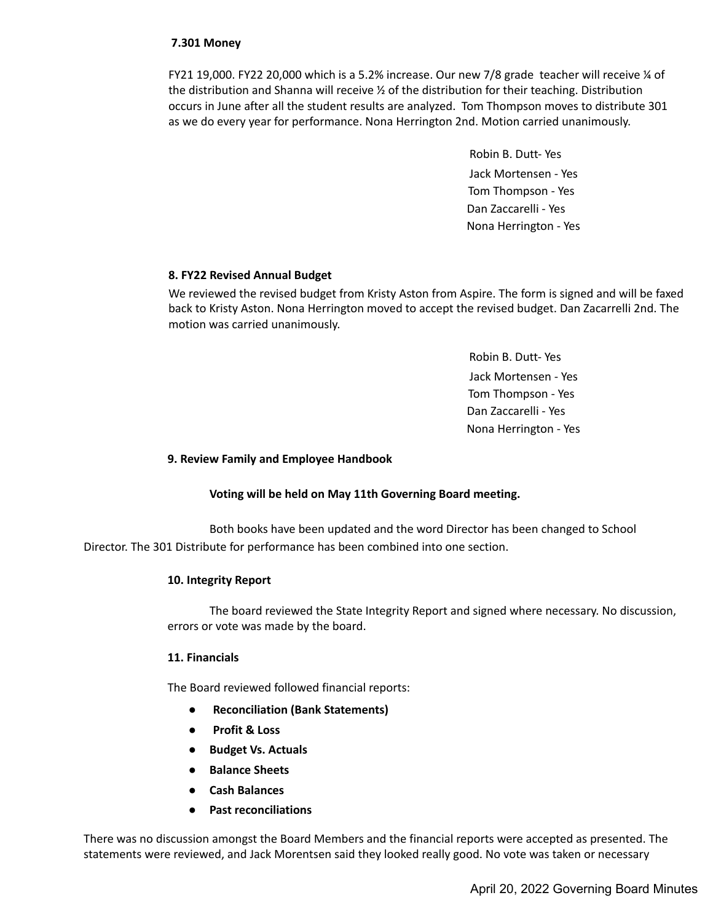**7.301 Money**

FY21 19,000. FY22 20,000 which is a 5.2% increase. Our new 7/8 grade teacher will receive ¼ of the distribution and Shanna will receive ½ of the distribution for their teaching. Distribution occurs in June after all the student results are analyzed. Tom Thompson moves to distribute 301 as we do every year for performance. Nona Herrington 2nd. Motion carried unanimously.

Robin B. Dutt- Yes
Jack Mortensen - Yes
Tom Thompson - Yes
Dan Zaccarelli - Yes
Nona Herrington - Yes

**8. FY22 Revised Annual Budget**

We reviewed the revised budget from Kristy Aston from Aspire. The form is signed and will be faxed back to Kristy Aston. Nona Herrington moved to accept the revised budget. Dan Zacarrelli 2nd. The motion was carried unanimously.

Robin B. Dutt- Yes
Jack Mortensen - Yes
Tom Thompson - Yes
Dan Zaccarelli - Yes
Nona Herrington - Yes

**9. Review Family and Employee Handbook**

**Voting will be held on May 11th Governing Board meeting.**

Both books have been updated and the word Director has been changed to School Director. The 301 Distribute for performance has been combined into one section.

**10. Integrity Report**

The board reviewed the State Integrity Report and signed where necessary. No discussion, errors or vote was made by the board.

**11. Financials**

The Board reviewed followed financial reports:

- **Reconciliation (Bank Statements)**
- **Profit & Loss**
- **Budget Vs. Actuals**
- **Balance Sheets**
- **Cash Balances**
- **Past reconciliations**

There was no discussion amongst the Board Members and the financial reports were accepted as presented. The statements were reviewed, and Jack Morentsen said they looked really good. No vote was taken or necessary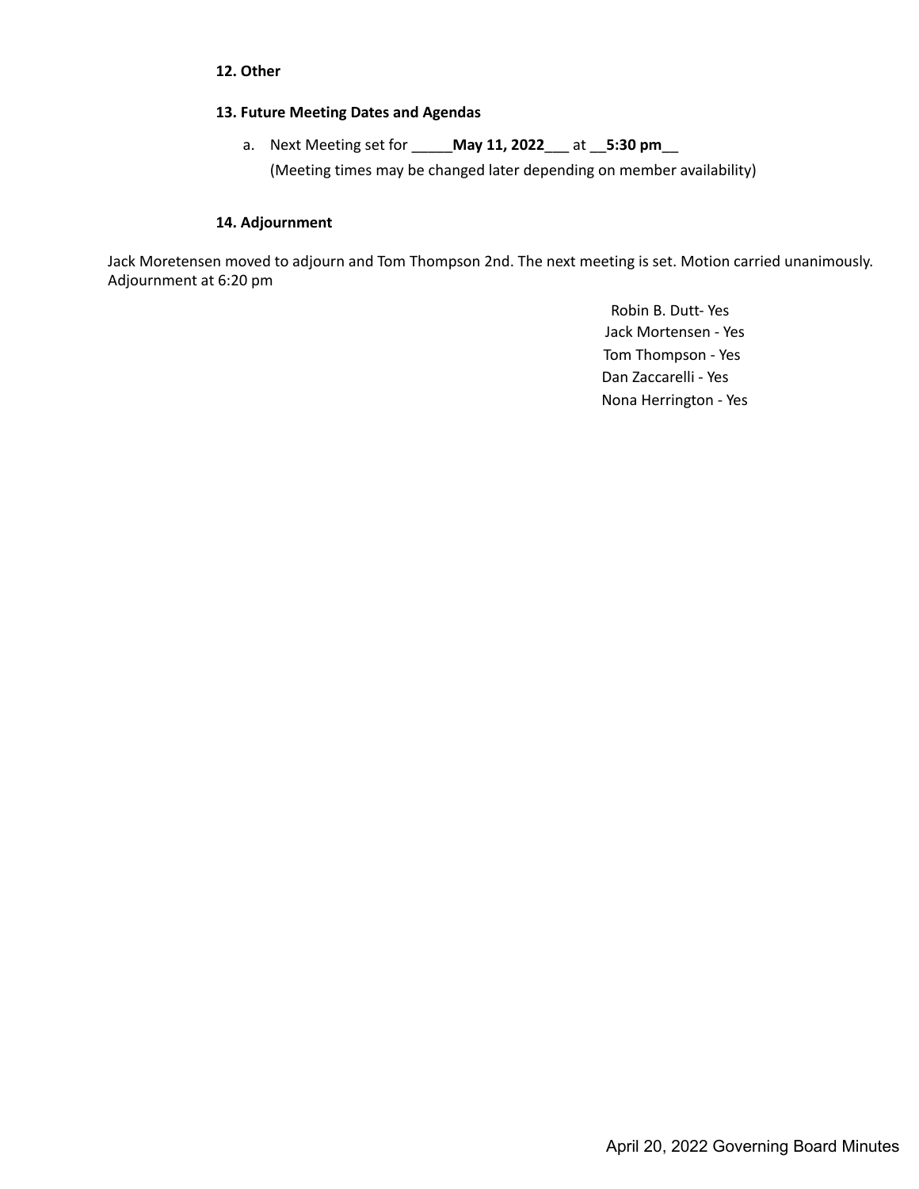**12. Other**

**13. Future Meeting Dates and Agendas**

a. Next Meeting set for _____**May 11, 2022**___ at __**5:30 pm**__
(Meeting times may be changed later depending on member availability)

**14. Adjournment**

Jack Moretensen moved to adjourn and Tom Thompson 2nd. The next meeting is set. Motion carried unanimously. Adjournment at 6:20 pm

Robin B. Dutt- Yes
Jack Mortensen - Yes
Tom Thompson - Yes
Dan Zaccarelli - Yes
Nona Herrington - Yes